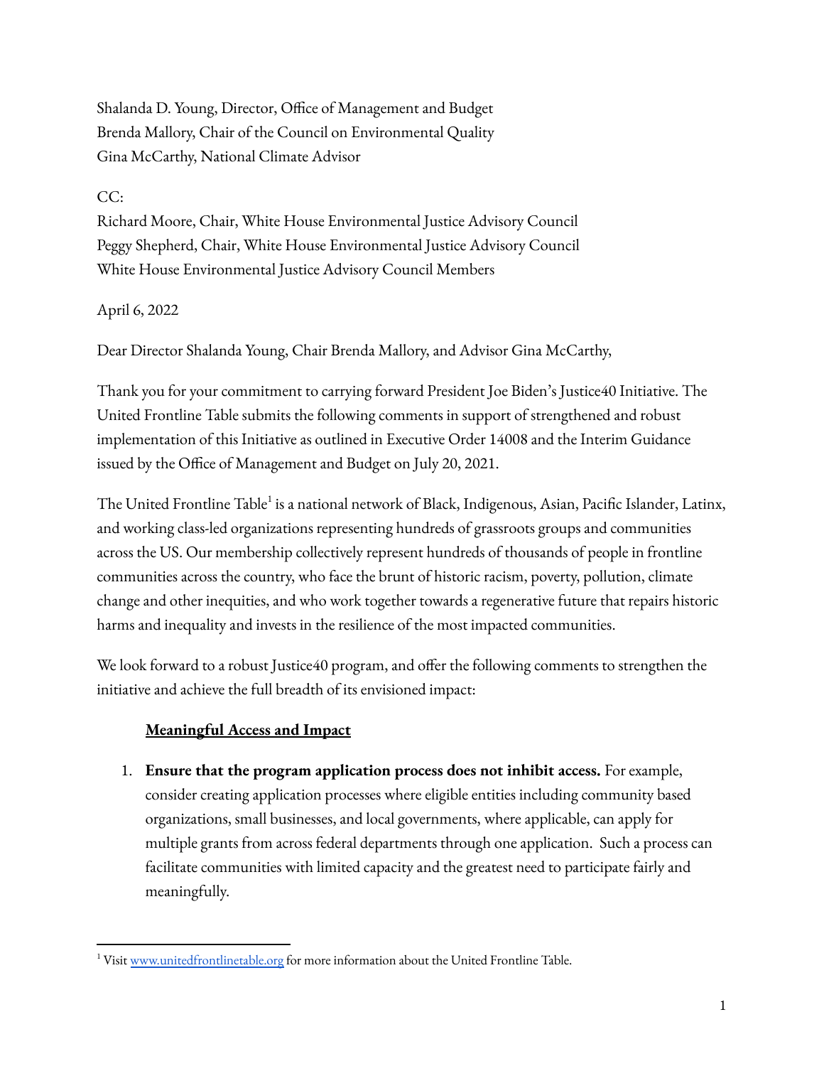Shalanda D. Young, Director, Office of Management and Budget
Brenda Mallory, Chair of the Council on Environmental Quality
Gina McCarthy, National Climate Advisor

CC:
Richard Moore, Chair, White House Environmental Justice Advisory Council
Peggy Shepherd, Chair, White House Environmental Justice Advisory Council
White House Environmental Justice Advisory Council Members

April 6, 2022

Dear Director Shalanda Young, Chair Brenda Mallory, and Advisor Gina McCarthy,

Thank you for your commitment to carrying forward President Joe Biden's Justice40 Initiative. The United Frontline Table submits the following comments in support of strengthened and robust implementation of this Initiative as outlined in Executive Order 14008 and the Interim Guidance issued by the Office of Management and Budget on July 20, 2021.

The United Frontline Table[1] is a national network of Black, Indigenous, Asian, Pacific Islander, Latinx, and working class-led organizations representing hundreds of grassroots groups and communities across the US. Our membership collectively represent hundreds of thousands of people in frontline communities across the country, who face the brunt of historic racism, poverty, pollution, climate change and other inequities, and who work together towards a regenerative future that repairs historic harms and inequality and invests in the resilience of the most impacted communities.

We look forward to a robust Justice40 program, and offer the following comments to strengthen the initiative and achieve the full breadth of its envisioned impact:

**<u>Meaningful Access and Impact</u>**

1. **Ensure that the program application process does not inhibit access.** For example, consider creating application processes where eligible entities including community based organizations, small businesses, and local governments, where applicable, can apply for multiple grants from across federal departments through one application. Such a process can facilitate communities with limited capacity and the greatest need to participate fairly and meaningfully.

---

[1] Visit [www.unitedfrontlinetable.org](http://www.unitedfrontlinetable.org) for more information about the United Frontline Table.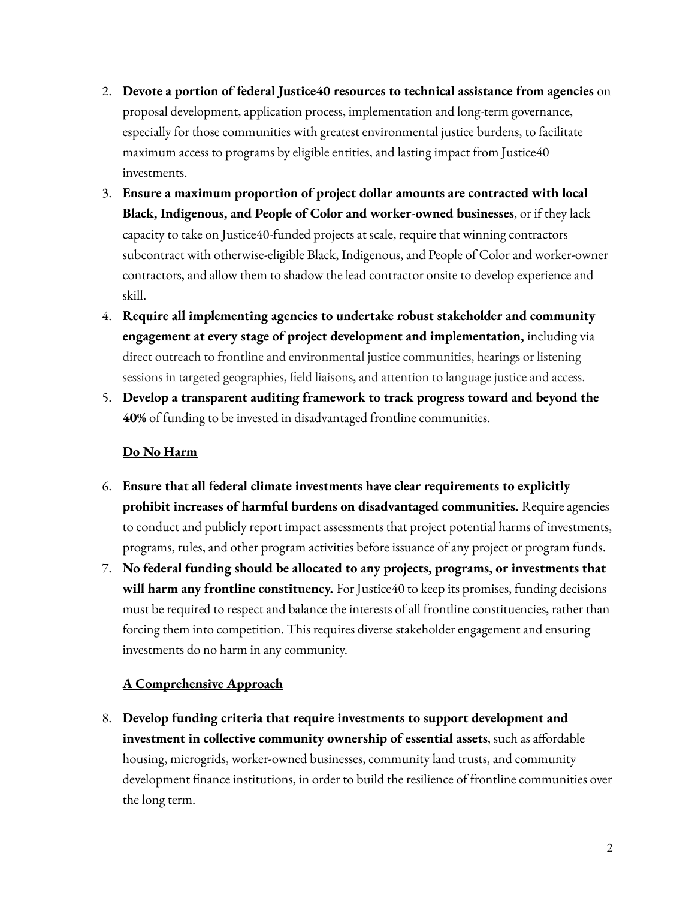2. **Devote a portion of federal Justice40 resources to technical assistance from agencies** on proposal development, application process, implementation and long-term governance, especially for those communities with greatest environmental justice burdens, to facilitate maximum access to programs by eligible entities, and lasting impact from Justice40 investments.
3. **Ensure a maximum proportion of project dollar amounts are contracted with local Black, Indigenous, and People of Color and worker-owned businesses**, or if they lack capacity to take on Justice40-funded projects at scale, require that winning contractors subcontract with otherwise-eligible Black, Indigenous, and People of Color and worker-owner contractors, and allow them to shadow the lead contractor onsite to develop experience and skill.
4. **Require all implementing agencies to undertake robust stakeholder and community engagement at every stage of project development and implementation,** including via direct outreach to frontline and environmental justice communities, hearings or listening sessions in targeted geographies, field liaisons, and attention to language justice and access.
5. **Develop a transparent auditing framework to track progress toward and beyond the 40%** of funding to be invested in disadvantaged frontline communities.

### <u>Do No Harm</u>

6. **Ensure that all federal climate investments have clear requirements to explicitly prohibit increases of harmful burdens on disadvantaged communities.** Require agencies to conduct and publicly report impact assessments that project potential harms of investments, programs, rules, and other program activities before issuance of any project or program funds.
7. **No federal funding should be allocated to any projects, programs, or investments that will harm any frontline constituency.** For Justice40 to keep its promises, funding decisions must be required to respect and balance the interests of all frontline constituencies, rather than forcing them into competition. This requires diverse stakeholder engagement and ensuring investments do no harm in any community.

### <u>A Comprehensive Approach</u>

8. **Develop funding criteria that require investments to support development and investment in collective community ownership of essential assets**, such as affordable housing, microgrids, worker-owned businesses, community land trusts, and community development finance institutions, in order to build the resilience of frontline communities over the long term.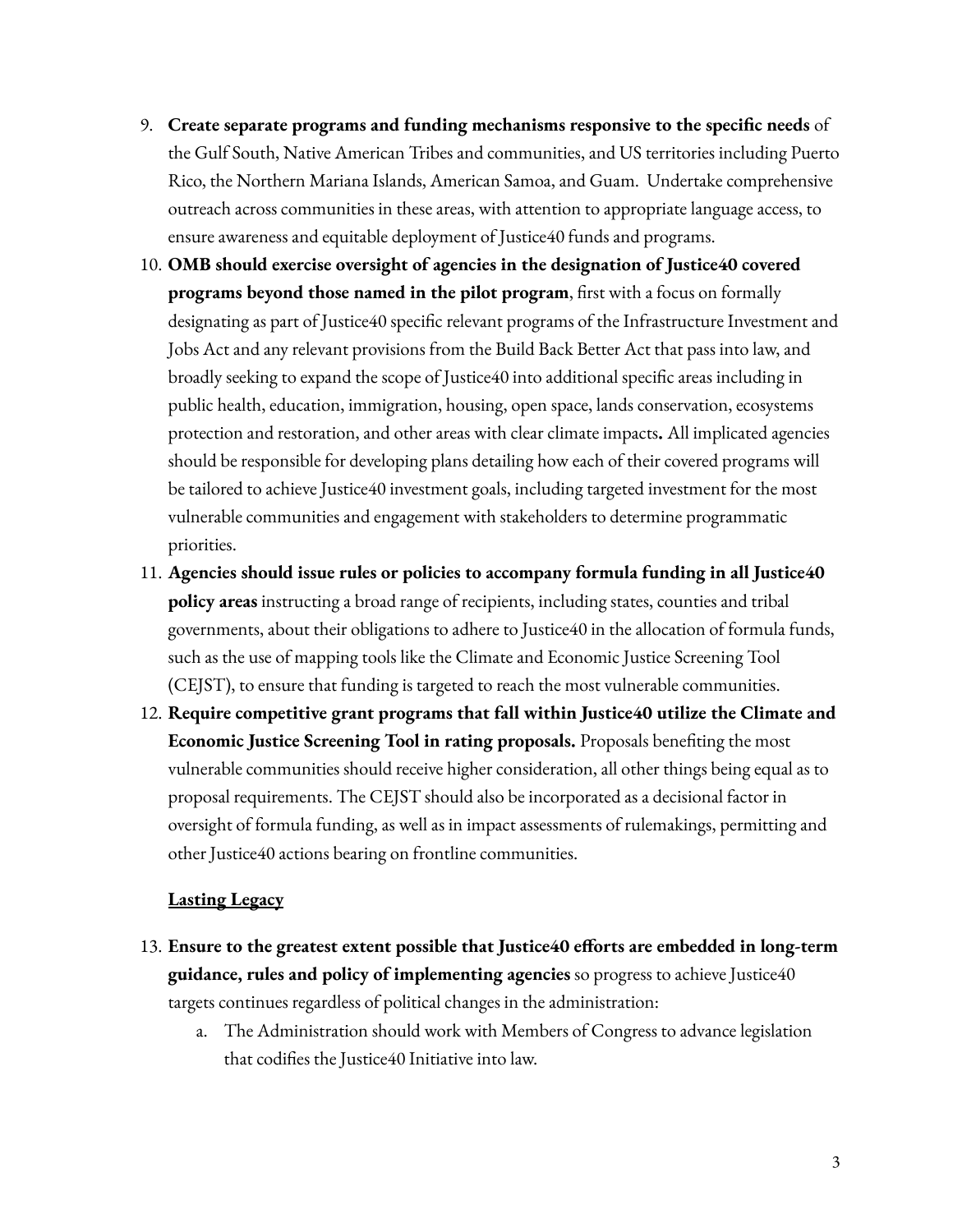9. **Create separate programs and funding mechanisms responsive to the specific needs** of the Gulf South, Native American Tribes and communities, and US territories including Puerto Rico, the Northern Mariana Islands, American Samoa, and Guam. Undertake comprehensive outreach across communities in these areas, with attention to appropriate language access, to ensure awareness and equitable deployment of Justice40 funds and programs.
10. **OMB should exercise oversight of agencies in the designation of Justice40 covered programs beyond those named in the pilot program**, first with a focus on formally designating as part of Justice40 specific relevant programs of the Infrastructure Investment and Jobs Act and any relevant provisions from the Build Back Better Act that pass into law, and broadly seeking to expand the scope of Justice40 into additional specific areas including in public health, education, immigration, housing, open space, lands conservation, ecosystems protection and restoration, and other areas with clear climate impacts**.** All implicated agencies should be responsible for developing plans detailing how each of their covered programs will be tailored to achieve Justice40 investment goals, including targeted investment for the most vulnerable communities and engagement with stakeholders to determine programmatic priorities.
11. **Agencies should issue rules or policies to accompany formula funding in all Justice40 policy areas** instructing a broad range of recipients, including states, counties and tribal governments, about their obligations to adhere to Justice40 in the allocation of formula funds, such as the use of mapping tools like the Climate and Economic Justice Screening Tool (CEJST), to ensure that funding is targeted to reach the most vulnerable communities.
12. **Require competitive grant programs that fall within Justice40 utilize the Climate and Economic Justice Screening Tool in rating proposals.** Proposals benefiting the most vulnerable communities should receive higher consideration, all other things being equal as to proposal requirements. The CEJST should also be incorporated as a decisional factor in oversight of formula funding, as well as in impact assessments of rulemakings, permitting and other Justice40 actions bearing on frontline communities.

**<u>Lasting Legacy</u>**

13. **Ensure to the greatest extent possible that Justice40 efforts are embedded in long-term guidance, rules and policy of implementing agencies** so progress to achieve Justice40 targets continues regardless of political changes in the administration:
    a. The Administration should work with Members of Congress to advance legislation that codifies the Justice40 Initiative into law.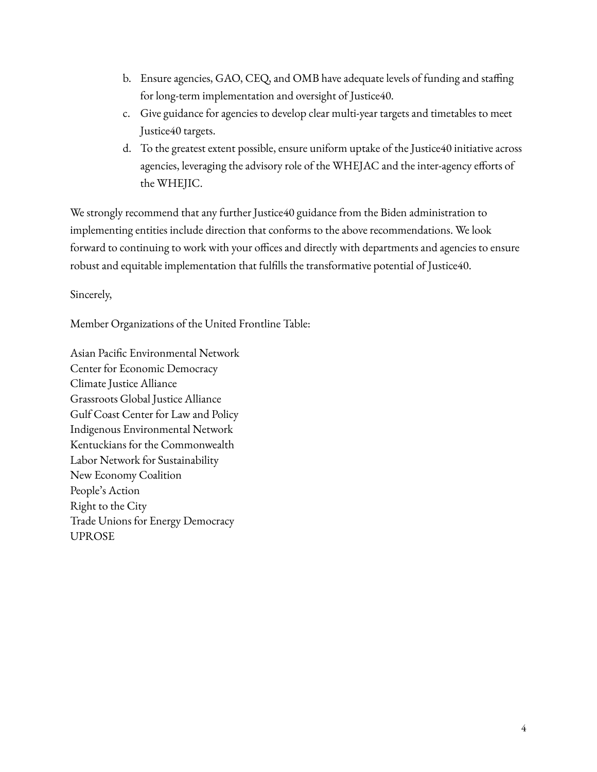b. Ensure agencies, GAO, CEQ, and OMB have adequate levels of funding and staffing for long-term implementation and oversight of Justice40.
c. Give guidance for agencies to develop clear multi-year targets and timetables to meet Justice40 targets.
d. To the greatest extent possible, ensure uniform uptake of the Justice40 initiative across agencies, leveraging the advisory role of the WHEJAC and the inter-agency efforts of the WHEJIC.

We strongly recommend that any further Justice40 guidance from the Biden administration to implementing entities include direction that conforms to the above recommendations. We look forward to continuing to work with your offices and directly with departments and agencies to ensure robust and equitable implementation that fulfills the transformative potential of Justice40.

Sincerely,

Member Organizations of the United Frontline Table:

Asian Pacific Environmental Network
Center for Economic Democracy
Climate Justice Alliance
Grassroots Global Justice Alliance
Gulf Coast Center for Law and Policy
Indigenous Environmental Network
Kentuckians for the Commonwealth
Labor Network for Sustainability
New Economy Coalition
People's Action
Right to the City
Trade Unions for Energy Democracy
UPROSE